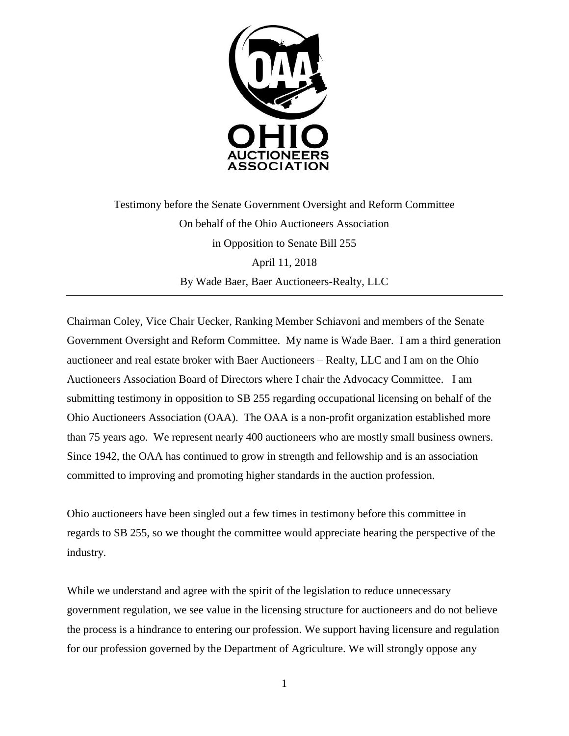OHIO AUCTIONEERS ASSOCIATION

Testimony before the Senate Government Oversight and Reform Committee
On behalf of the Ohio Auctioneers Association
in Opposition to Senate Bill 255
April 11, 2018
By Wade Baer, Baer Auctioneers-Realty, LLC

---

Chairman Coley, Vice Chair Uecker, Ranking Member Schiavoni and members of the Senate Government Oversight and Reform Committee. My name is Wade Baer. I am a third generation auctioneer and real estate broker with Baer Auctioneers – Realty, LLC and I am on the Ohio Auctioneers Association Board of Directors where I chair the Advocacy Committee. I am submitting testimony in opposition to SB 255 regarding occupational licensing on behalf of the Ohio Auctioneers Association (OAA). The OAA is a non-profit organization established more than 75 years ago. We represent nearly 400 auctioneers who are mostly small business owners. Since 1942, the OAA has continued to grow in strength and fellowship and is an association committed to improving and promoting higher standards in the auction profession.

Ohio auctioneers have been singled out a few times in testimony before this committee in regards to SB 255, so we thought the committee would appreciate hearing the perspective of the industry.

While we understand and agree with the spirit of the legislation to reduce unnecessary government regulation, we see value in the licensing structure for auctioneers and do not believe the process is a hindrance to entering our profession. We support having licensure and regulation for our profession governed by the Department of Agriculture. We will strongly oppose any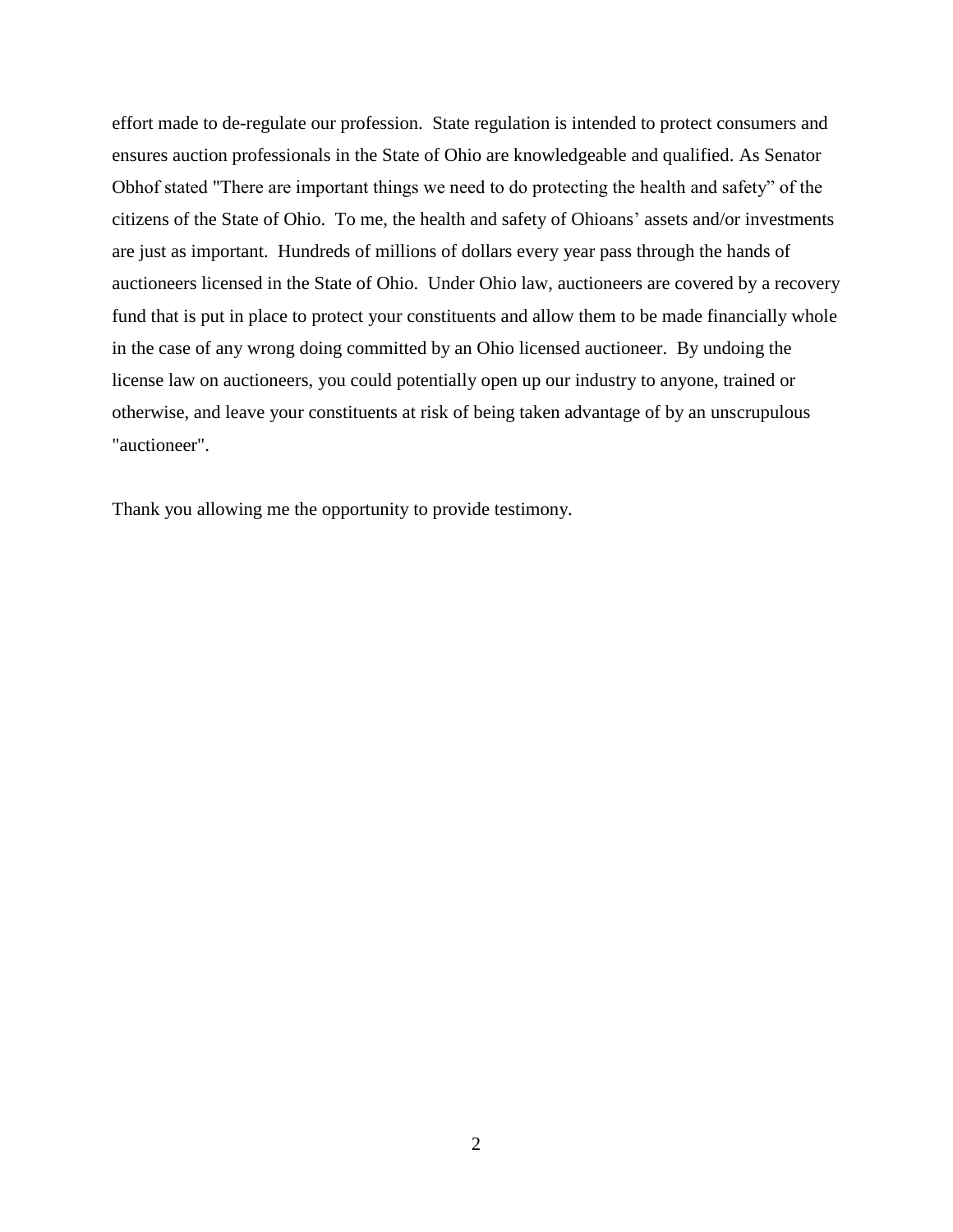effort made to de-regulate our profession. State regulation is intended to protect consumers and ensures auction professionals in the State of Ohio are knowledgeable and qualified. As Senator Obhof stated "There are important things we need to do protecting the health and safety" of the citizens of the State of Ohio. To me, the health and safety of Ohioans' assets and/or investments are just as important. Hundreds of millions of dollars every year pass through the hands of auctioneers licensed in the State of Ohio. Under Ohio law, auctioneers are covered by a recovery fund that is put in place to protect your constituents and allow them to be made financially whole in the case of any wrong doing committed by an Ohio licensed auctioneer. By undoing the license law on auctioneers, you could potentially open up our industry to anyone, trained or otherwise, and leave your constituents at risk of being taken advantage of by an unscrupulous "auctioneer".

Thank you allowing me the opportunity to provide testimony.